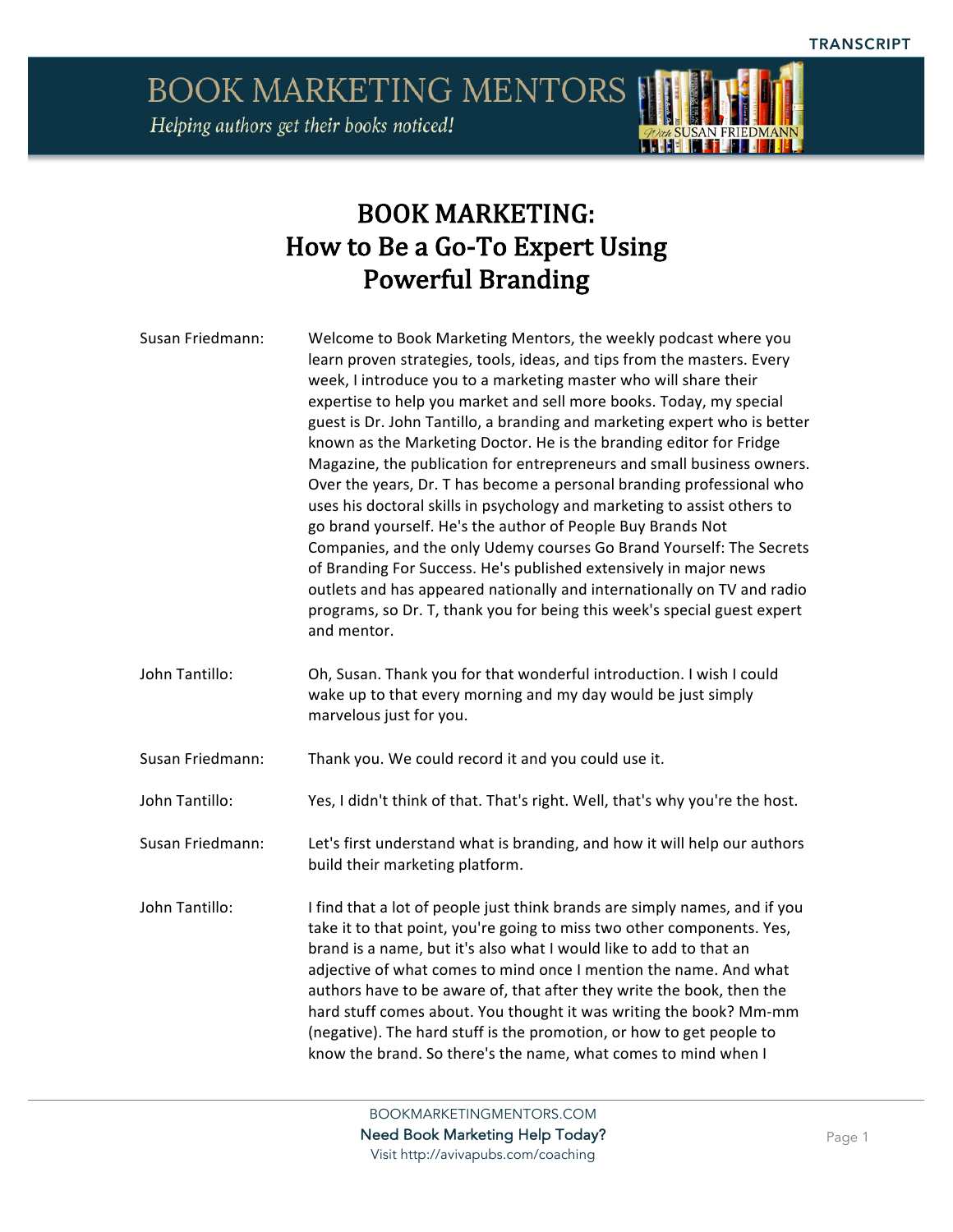# BOOK MARKETING: How to Be a Go-To Expert Using Powerful Branding

**Susan Friedmann:** Welcome to Book Marketing Mentors, the weekly podcast where you learn proven strategies, tools, ideas, and tips from the masters. Every week, I introduce you to a marketing master who will share their expertise to help you market and sell more books. Today, my special guest is Dr. John Tantillo, a branding and marketing expert who is better known as the Marketing Doctor. He is the branding editor for Fridge Magazine, the publication for entrepreneurs and small business owners. Over the years, Dr. T has become a personal branding professional who uses his doctoral skills in psychology and marketing to assist others to go brand yourself. He's the author of People Buy Brands Not Companies, and the only Udemy courses Go Brand Yourself: The Secrets of Branding For Success. He's published extensively in major news outlets and has appeared nationally and internationally on TV and radio programs, so Dr. T, thank you for being this week's special guest expert and mentor.

**John Tantillo:** Oh, Susan. Thank you for that wonderful introduction. I wish I could wake up to that every morning and my day would be just simply marvelous just for you.

**Susan Friedmann:** Thank you. We could record it and you could use it.

**John Tantillo:** Yes, I didn't think of that. That's right. Well, that's why you're the host.

**Susan Friedmann:** Let's first understand what is branding, and how it will help our authors build their marketing platform.

**John Tantillo:** I find that a lot of people just think brands are simply names, and if you take it to that point, you're going to miss two other components. Yes, brand is a name, but it's also what I would like to add to that an adjective of what comes to mind once I mention the name. And what authors have to be aware of, that after they write the book, then the hard stuff comes about. You thought it was writing the book? Mm-mm (negative). The hard stuff is the promotion, or how to get people to know the brand. So there's the name, what comes to mind when I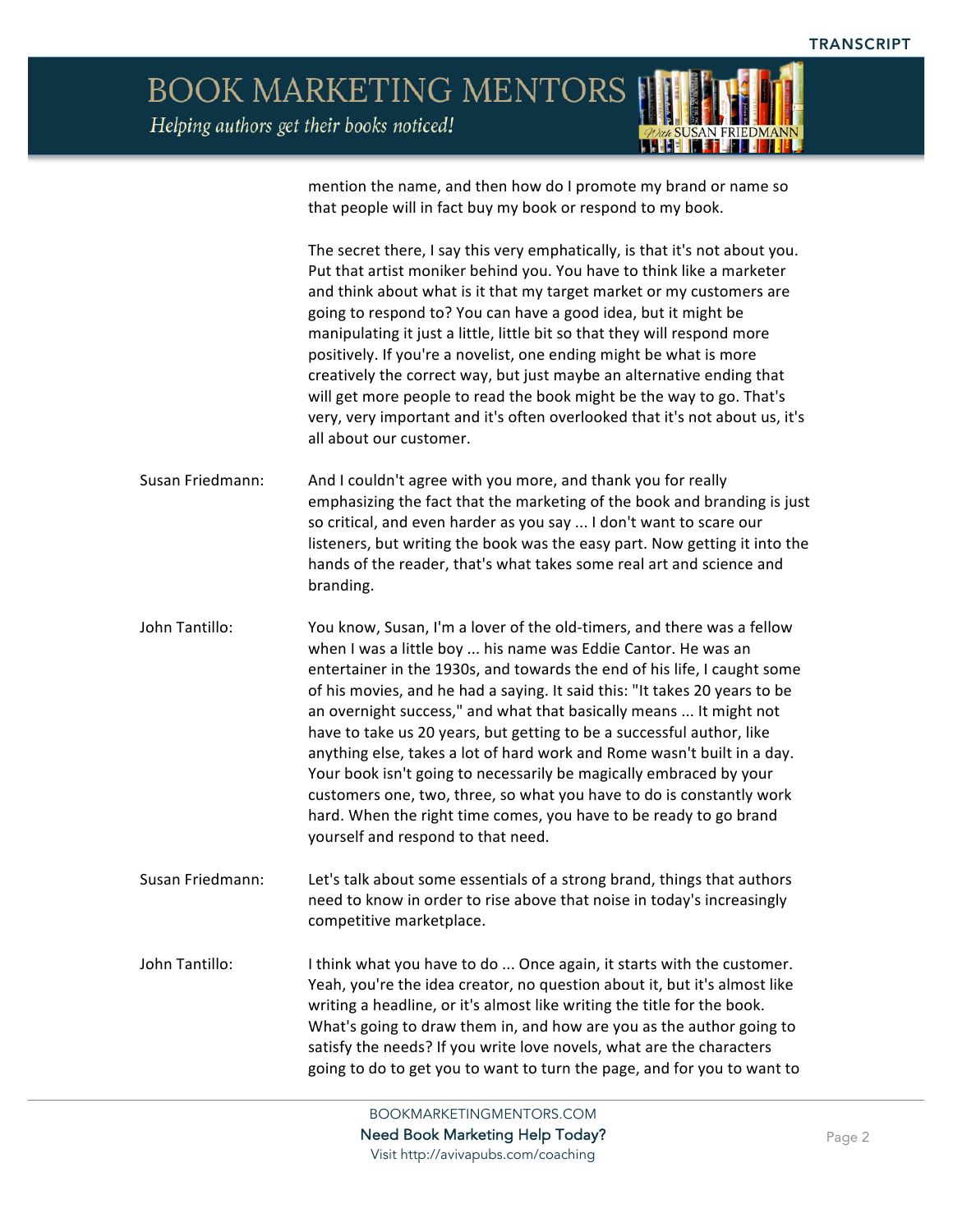mention the name, and then how do I promote my brand or name so that people will in fact buy my book or respond to my book.

The secret there, I say this very emphatically, is that it's not about you. Put that artist moniker behind you. You have to think like a marketer and think about what is it that my target market or my customers are going to respond to? You can have a good idea, but it might be manipulating it just a little, little bit so that they will respond more positively. If you're a novelist, one ending might be what is more creatively the correct way, but just maybe an alternative ending that will get more people to read the book might be the way to go. That's very, very important and it's often overlooked that it's not about us, it's all about our customer.

**Susan Friedmann:** And I couldn't agree with you more, and thank you for really emphasizing the fact that the marketing of the book and branding is just so critical, and even harder as you say ... I don't want to scare our listeners, but writing the book was the easy part. Now getting it into the hands of the reader, that's what takes some real art and science and branding.

**John Tantillo:** You know, Susan, I'm a lover of the old-timers, and there was a fellow when I was a little boy ... his name was Eddie Cantor. He was an entertainer in the 1930s, and towards the end of his life, I caught some of his movies, and he had a saying. It said this: "It takes 20 years to be an overnight success," and what that basically means ... It might not have to take us 20 years, but getting to be a successful author, like anything else, takes a lot of hard work and Rome wasn't built in a day. Your book isn't going to necessarily be magically embraced by your customers one, two, three, so what you have to do is constantly work hard. When the right time comes, you have to be ready to go brand yourself and respond to that need.

**Susan Friedmann:** Let's talk about some essentials of a strong brand, things that authors need to know in order to rise above that noise in today's increasingly competitive marketplace.

**John Tantillo:** I think what you have to do ... Once again, it starts with the customer. Yeah, you're the idea creator, no question about it, but it's almost like writing a headline, or it's almost like writing the title for the book. What's going to draw them in, and how are you as the author going to satisfy the needs? If you write love novels, what are the characters going to do to get you to want to turn the page, and for you to want to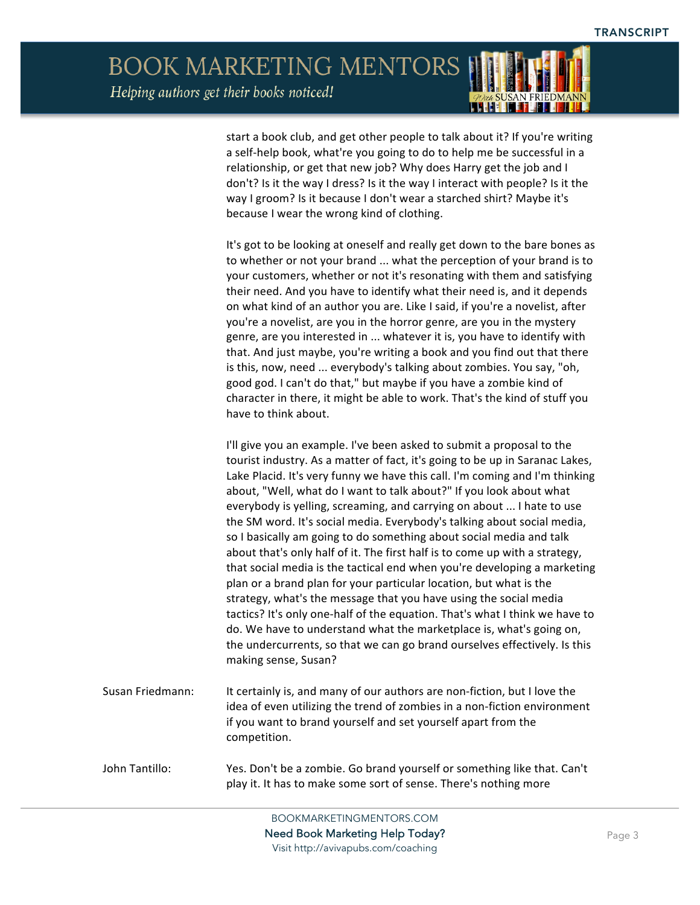start a book club, and get other people to talk about it? If you're writing a self-help book, what're you going to do to help me be successful in a relationship, or get that new job? Why does Harry get the job and I don't? Is it the way I dress? Is it the way I interact with people? Is it the way I groom? Is it because I don't wear a starched shirt? Maybe it's because I wear the wrong kind of clothing.

It's got to be looking at oneself and really get down to the bare bones as to whether or not your brand ... what the perception of your brand is to your customers, whether or not it's resonating with them and satisfying their need. And you have to identify what their need is, and it depends on what kind of an author you are. Like I said, if you're a novelist, after you're a novelist, are you in the horror genre, are you in the mystery genre, are you interested in ... whatever it is, you have to identify with that. And just maybe, you're writing a book and you find out that there is this, now, need ... everybody's talking about zombies. You say, "oh, good god. I can't do that," but maybe if you have a zombie kind of character in there, it might be able to work. That's the kind of stuff you have to think about.

I'll give you an example. I've been asked to submit a proposal to the tourist industry. As a matter of fact, it's going to be up in Saranac Lakes, Lake Placid. It's very funny we have this call. I'm coming and I'm thinking about, "Well, what do I want to talk about?" If you look about what everybody is yelling, screaming, and carrying on about ... I hate to use the SM word. It's social media. Everybody's talking about social media, so I basically am going to do something about social media and talk about that's only half of it. The first half is to come up with a strategy, that social media is the tactical end when you're developing a marketing plan or a brand plan for your particular location, but what is the strategy, what's the message that you have using the social media tactics? It's only one-half of the equation. That's what I think we have to do. We have to understand what the marketplace is, what's going on, the undercurrents, so that we can go brand ourselves effectively. Is this making sense, Susan?

Susan Friedmann: It certainly is, and many of our authors are non-fiction, but I love the idea of even utilizing the trend of zombies in a non-fiction environment if you want to brand yourself and set yourself apart from the competition.

John Tantillo: Yes. Don't be a zombie. Go brand yourself or something like that. Can't play it. It has to make some sort of sense. There's nothing more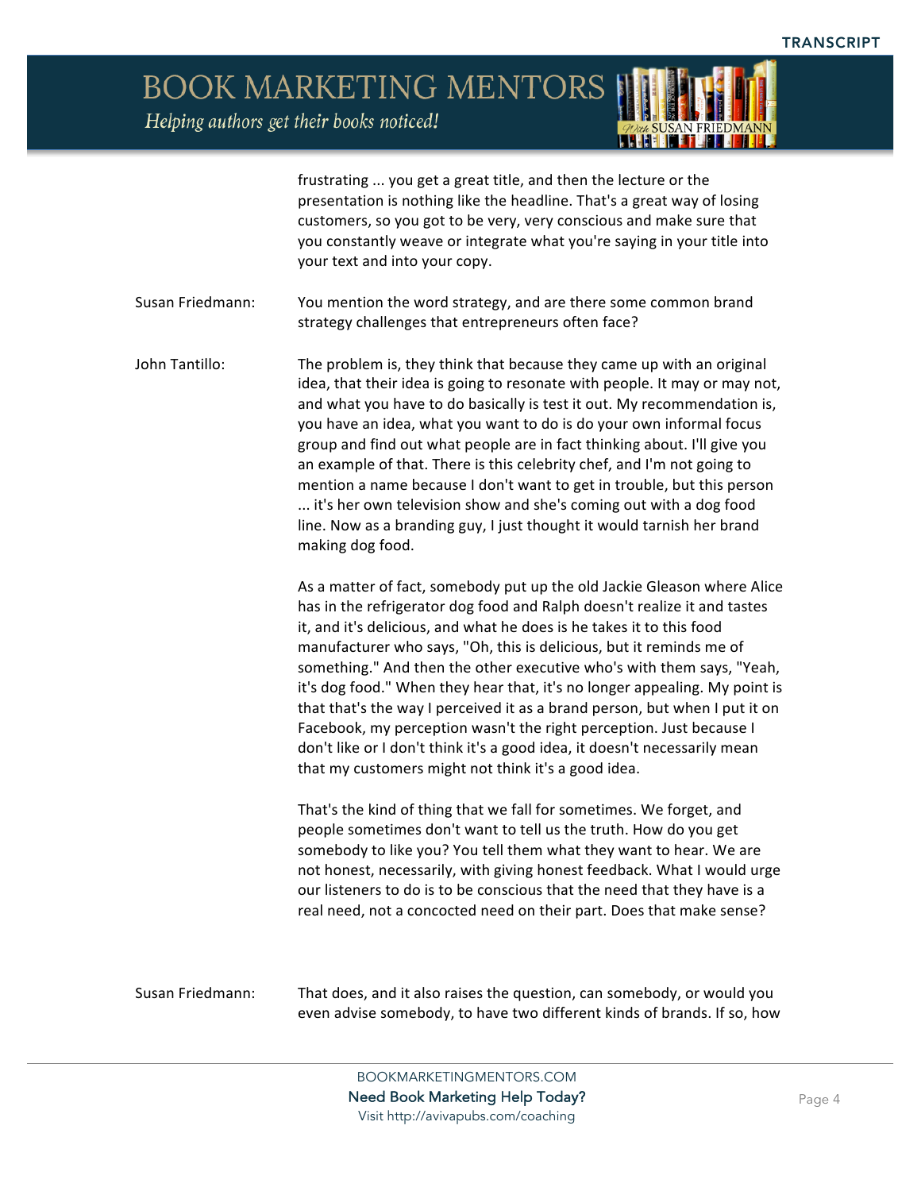frustrating ... you get a great title, and then the lecture or the presentation is nothing like the headline. That's a great way of losing customers, so you got to be very, very conscious and make sure that you constantly weave or integrate what you're saying in your title into your text and into your copy.

**Susan Friedmann:** You mention the word strategy, and are there some common brand strategy challenges that entrepreneurs often face?

**John Tantillo:** The problem is, they think that because they came up with an original idea, that their idea is going to resonate with people. It may or may not, and what you have to do basically is test it out. My recommendation is, you have an idea, what you want to do is do your own informal focus group and find out what people are in fact thinking about. I'll give you an example of that. There is this celebrity chef, and I'm not going to mention a name because I don't want to get in trouble, but this person ... it's her own television show and she's coming out with a dog food line. Now as a branding guy, I just thought it would tarnish her brand making dog food.

As a matter of fact, somebody put up the old Jackie Gleason where Alice has in the refrigerator dog food and Ralph doesn't realize it and tastes it, and it's delicious, and what he does is he takes it to this food manufacturer who says, "Oh, this is delicious, but it reminds me of something." And then the other executive who's with them says, "Yeah, it's dog food." When they hear that, it's no longer appealing. My point is that that's the way I perceived it as a brand person, but when I put it on Facebook, my perception wasn't the right perception. Just because I don't like or I don't think it's a good idea, it doesn't necessarily mean that my customers might not think it's a good idea.

That's the kind of thing that we fall for sometimes. We forget, and people sometimes don't want to tell us the truth. How do you get somebody to like you? You tell them what they want to hear. We are not honest, necessarily, with giving honest feedback. What I would urge our listeners to do is to be conscious that the need that they have is a real need, not a concocted need on their part. Does that make sense?

**Susan Friedmann:** That does, and it also raises the question, can somebody, or would you even advise somebody, to have two different kinds of brands. If so, how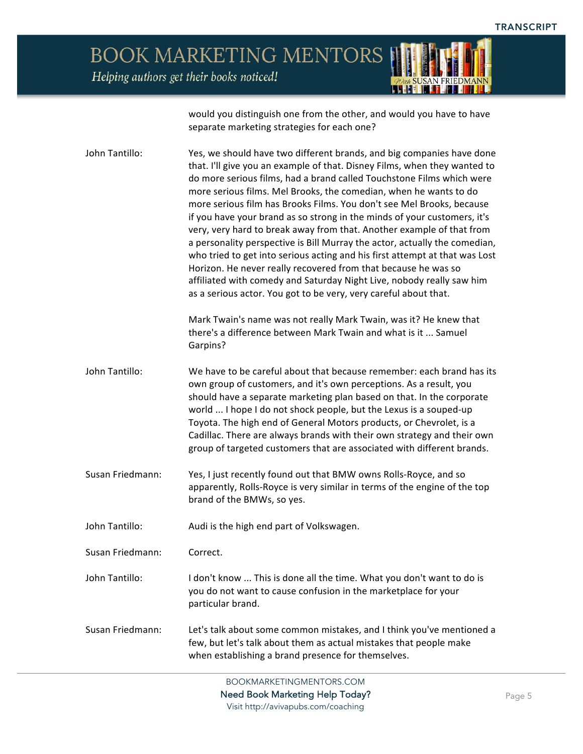would you distinguish one from the other, and would you have to have separate marketing strategies for each one?

John Tantillo: Yes, we should have two different brands, and big companies have done that. I'll give you an example of that. Disney Films, when they wanted to do more serious films, had a brand called Touchstone Films which were more serious films. Mel Brooks, the comedian, when he wants to do more serious film has Brooks Films. You don't see Mel Brooks, because if you have your brand as so strong in the minds of your customers, it's very, very hard to break away from that. Another example of that from a personality perspective is Bill Murray the actor, actually the comedian, who tried to get into serious acting and his first attempt at that was Lost Horizon. He never really recovered from that because he was so affiliated with comedy and Saturday Night Live, nobody really saw him as a serious actor. You got to be very, very careful about that.

Mark Twain's name was not really Mark Twain, was it? He knew that there's a difference between Mark Twain and what is it ... Samuel Garpins?

John Tantillo: We have to be careful about that because remember: each brand has its own group of customers, and it's own perceptions. As a result, you should have a separate marketing plan based on that. In the corporate world ... I hope I do not shock people, but the Lexus is a souped-up Toyota. The high end of General Motors products, or Chevrolet, is a Cadillac. There are always brands with their own strategy and their own group of targeted customers that are associated with different brands.

Susan Friedmann: Yes, I just recently found out that BMW owns Rolls-Royce, and so apparently, Rolls-Royce is very similar in terms of the engine of the top brand of the BMWs, so yes.

John Tantillo: Audi is the high end part of Volkswagen.

Susan Friedmann: Correct.

John Tantillo: I don't know ... This is done all the time. What you don't want to do is you do not want to cause confusion in the marketplace for your particular brand.

Susan Friedmann: Let's talk about some common mistakes, and I think you've mentioned a few, but let's talk about them as actual mistakes that people make when establishing a brand presence for themselves.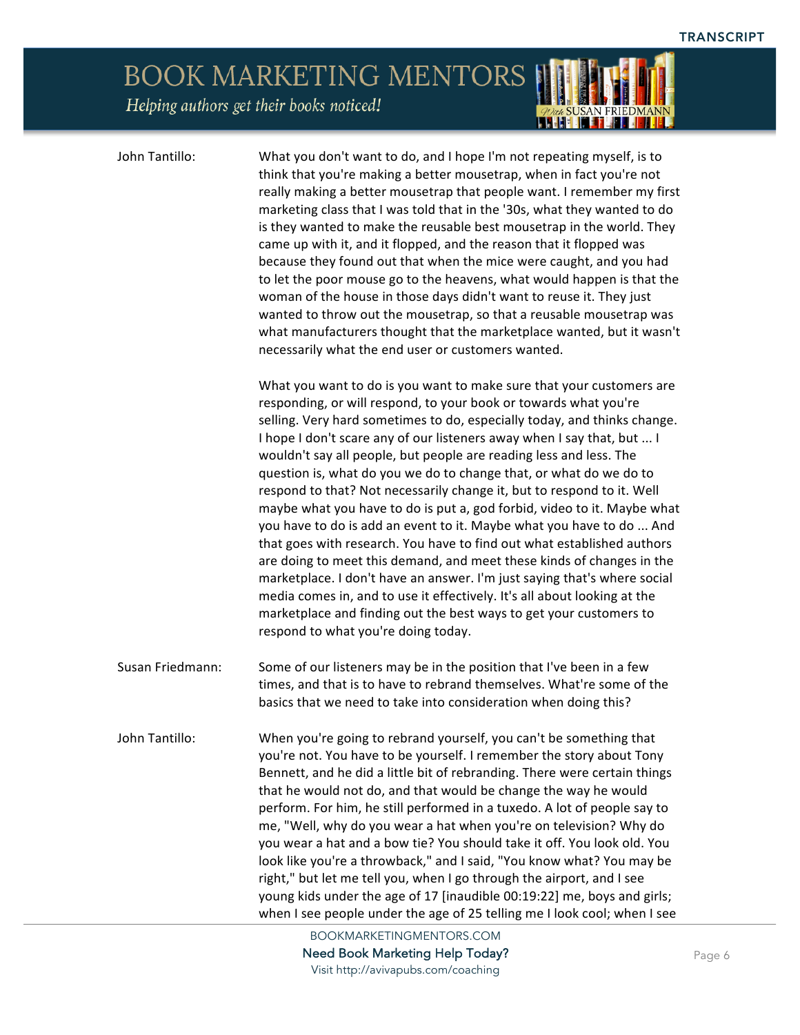**John Tantillo:** What you don't want to do, and I hope I'm not repeating myself, is to think that you're making a better mousetrap, when in fact you're not really making a better mousetrap that people want. I remember my first marketing class that I was told that in the '30s, what they wanted to do is they wanted to make the reusable best mousetrap in the world. They came up with it, and it flopped, and the reason that it flopped was because they found out that when the mice were caught, and you had to let the poor mouse go to the heavens, what would happen is that the woman of the house in those days didn't want to reuse it. They just wanted to throw out the mousetrap, so that a reusable mousetrap was what manufacturers thought that the marketplace wanted, but it wasn't necessarily what the end user or customers wanted.

What you want to do is you want to make sure that your customers are responding, or will respond, to your book or towards what you're selling. Very hard sometimes to do, especially today, and thinks change. I hope I don't scare any of our listeners away when I say that, but ... I wouldn't say all people, but people are reading less and less. The question is, what do you we do to change that, or what do we do to respond to that? Not necessarily change it, but to respond to it. Well maybe what you have to do is put a, god forbid, video to it. Maybe what you have to do is add an event to it. Maybe what you have to do ... And that goes with research. You have to find out what established authors are doing to meet this demand, and meet these kinds of changes in the marketplace. I don't have an answer. I'm just saying that's where social media comes in, and to use it effectively. It's all about looking at the marketplace and finding out the best ways to get your customers to respond to what you're doing today.

**Susan Friedmann:** Some of our listeners may be in the position that I've been in a few times, and that is to have to rebrand themselves. What're some of the basics that we need to take into consideration when doing this?

**John Tantillo:** When you're going to rebrand yourself, you can't be something that you're not. You have to be yourself. I remember the story about Tony Bennett, and he did a little bit of rebranding. There were certain things that he would not do, and that would be change the way he would perform. For him, he still performed in a tuxedo. A lot of people say to me, "Well, why do you wear a hat when you're on television? Why do you wear a hat and a bow tie? You should take it off. You look old. You look like you're a throwback," and I said, "You know what? You may be right," but let me tell you, when I go through the airport, and I see young kids under the age of 17 [inaudible 00:19:22] me, boys and girls; when I see people under the age of 25 telling me I look cool; when I see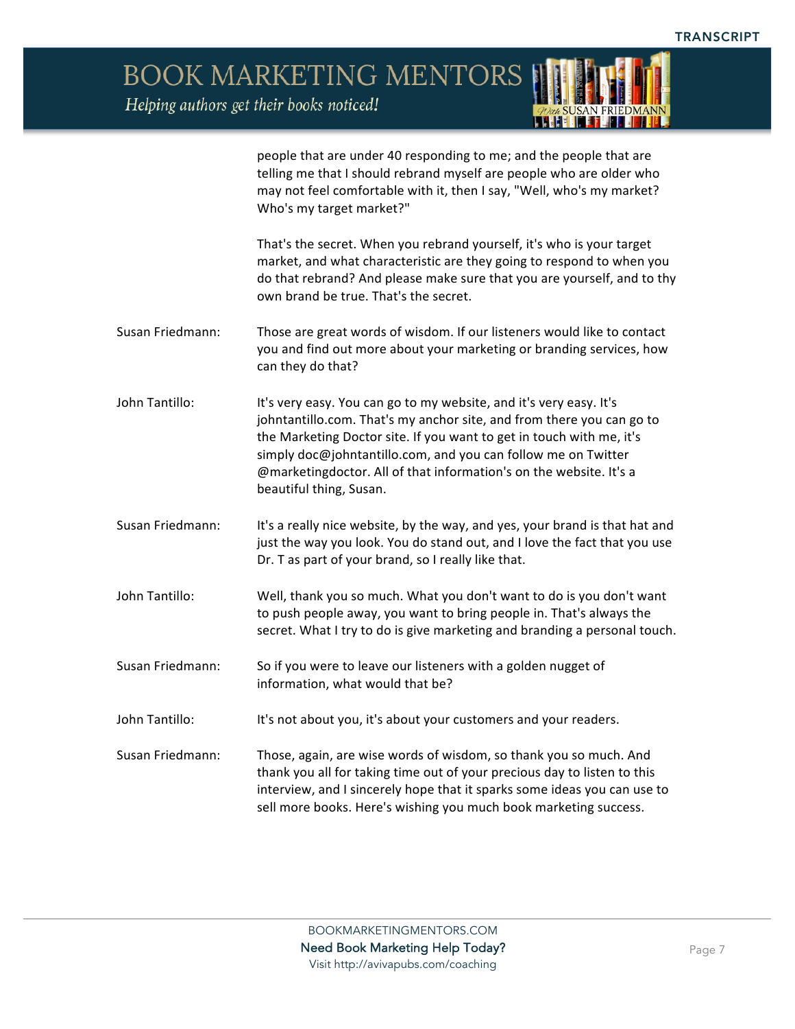people that are under 40 responding to me; and the people that are telling me that I should rebrand myself are people who are older who may not feel comfortable with it, then I say, "Well, who's my market? Who's my target market?"

That's the secret. When you rebrand yourself, it's who is your target market, and what characteristic are they going to respond to when you do that rebrand? And please make sure that you are yourself, and to thy own brand be true. That's the secret.

**Susan Friedmann:** Those are great words of wisdom. If our listeners would like to contact you and find out more about your marketing or branding services, how can they do that?

**John Tantillo:** It's very easy. You can go to my website, and it's very easy. It's johntantillo.com. That's my anchor site, and from there you can go to the Marketing Doctor site. If you want to get in touch with me, it's simply doc@johntantillo.com, and you can follow me on Twitter @marketingdoctor. All of that information's on the website. It's a beautiful thing, Susan.

**Susan Friedmann:** It's a really nice website, by the way, and yes, your brand is that hat and just the way you look. You do stand out, and I love the fact that you use Dr. T as part of your brand, so I really like that.

**John Tantillo:** Well, thank you so much. What you don't want to do is you don't want to push people away, you want to bring people in. That's always the secret. What I try to do is give marketing and branding a personal touch.

**Susan Friedmann:** So if you were to leave our listeners with a golden nugget of information, what would that be?

**John Tantillo:** It's not about you, it's about your customers and your readers.

**Susan Friedmann:** Those, again, are wise words of wisdom, so thank you so much. And thank you all for taking time out of your precious day to listen to this interview, and I sincerely hope that it sparks some ideas you can use to sell more books. Here's wishing you much book marketing success.